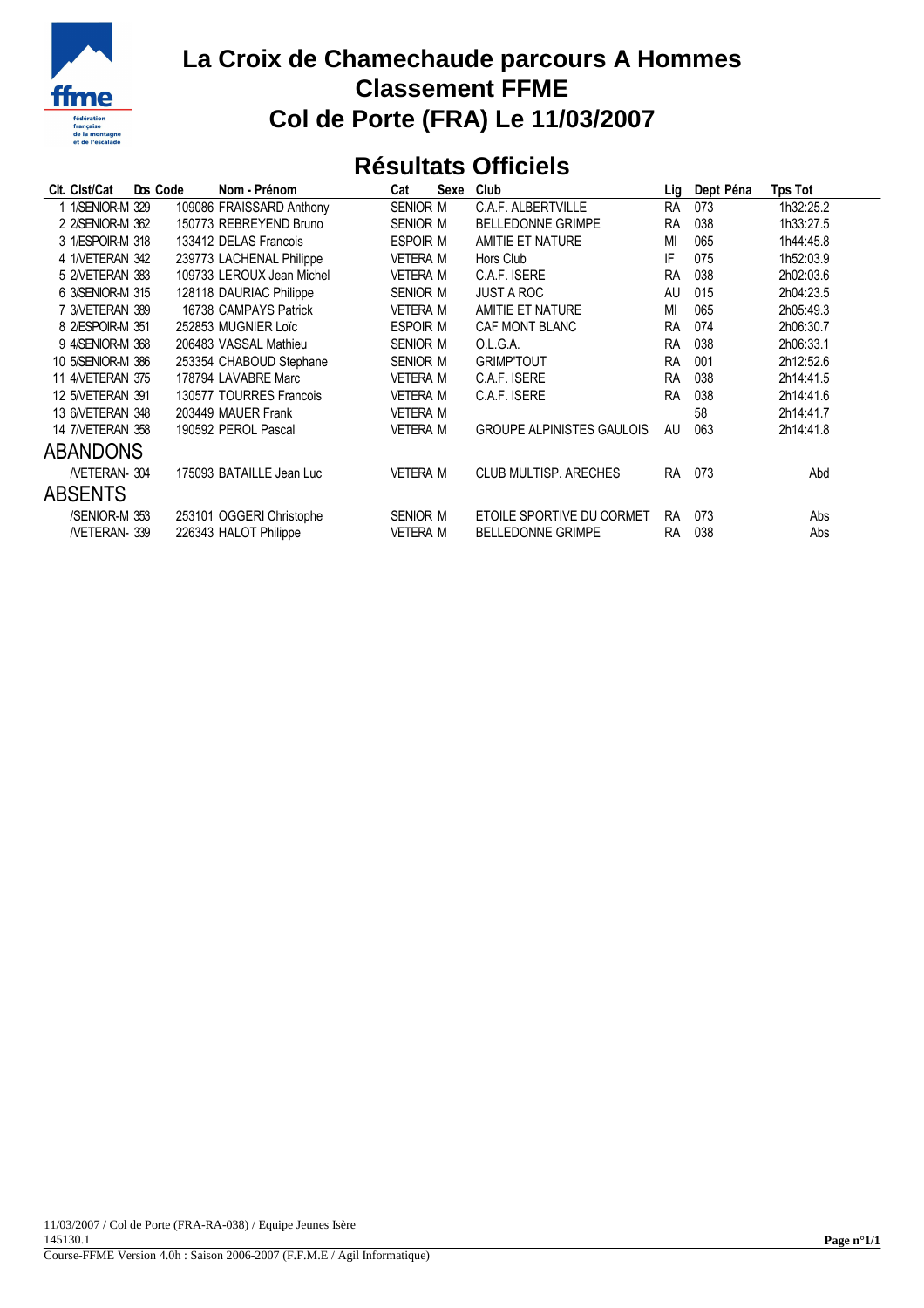# La Croix de Chamechaude parcours A Hommes
# Classement FFME
# Col de Porte (FRA) Le 11/03/2007

## Résultats Officiels

| Clt. | Clst/Cat | Dos | Code | Nom - Prénom | Cat | Sexe | Club | Lig | Dept Péna | Tps Tot |
|---|---|---|---|---|---|---|---|---|---|---|
| 1 | 1/SENIOR-M | 329 | 109086 | FRAISSARD Anthony | SENIOR | M | C.A.F. ALBERTVILLE | RA | 073 | 1h32:25.2 |
| 2 | 2/SENIOR-M | 362 | 150773 | REBREYEND Bruno | SENIOR | M | BELLEDONNE GRIMPE | RA | 038 | 1h33:27.5 |
| 3 | 1/ESPOIR-M | 318 | 133412 | DELAS Francois | ESPOIR | M | AMITIE ET NATURE | MI | 065 | 1h44:45.8 |
| 4 | 1/VETERAN | 342 | 239773 | LACHENAL Philippe | VETERA | M | Hors Club | IF | 075 | 1h52:03.9 |
| 5 | 2/VETERAN | 383 | 109733 | LEROUX Jean Michel | VETERA | M | C.A.F. ISERE | RA | 038 | 2h02:03.6 |
| 6 | 3/SENIOR-M | 315 | 128118 | DAURIAC Philippe | SENIOR | M | JUST A ROC | AU | 015 | 2h04:23.5 |
| 7 | 3/VETERAN | 389 | 16738 | CAMPAYS Patrick | VETERA | M | AMITIE ET NATURE | MI | 065 | 2h05:49.3 |
| 8 | 2/ESPOIR-M | 351 | 252853 | MUGNIER Loïc | ESPOIR | M | CAF MONT BLANC | RA | 074 | 2h06:30.7 |
| 9 | 4/SENIOR-M | 368 | 206483 | VASSAL Mathieu | SENIOR | M | O.L.G.A. | RA | 038 | 2h06:33.1 |
| 10 | 5/SENIOR-M | 386 | 253354 | CHABOUD Stephane | SENIOR | M | GRIMP'TOUT | RA | 001 | 2h12:52.6 |
| 11 | 4/VETERAN | 375 | 178794 | LAVABRE Marc | VETERA | M | C.A.F. ISERE | RA | 038 | 2h14:41.5 |
| 12 | 5/VETERAN | 391 | 130577 | TOURRES Francois | VETERA | M | C.A.F. ISERE | RA | 038 | 2h14:41.6 |
| 13 | 6/VETERAN | 348 | 203449 | MAUER Frank | VETERA | M | | | 58 | 2h14:41.7 |
| 14 | 7/VETERAN | 358 | 190592 | PEROL Pascal | VETERA | M | GROUPE ALPINISTES GAULOIS | AU | 063 | 2h14:41.8 |
| **ABANDONS** | | | | | | | | | | |
| | /VETERAN- | 304 | 175093 | BATAILLE Jean Luc | VETERA | M | CLUB MULTISP. ARECHES | RA | 073 | Abd |
| **ABSENTS** | | | | | | | | | | |
| | /SENIOR-M | 353 | 253101 | OGGERI Christophe | SENIOR | M | ETOILE SPORTIVE DU CORMET | RA | 073 | Abs |
| | /VETERAN- | 339 | 226343 | HALOT Philippe | VETERA | M | BELLEDONNE GRIMPE | RA | 038 | Abs |

11/03/2007 / Col de Porte (FRA-RA-038) / Equipe Jeunes Isère
145130.1
Course-FFME Version 4.0h : Saison 2006-2007 (F.F.M.E / Agil Informatique)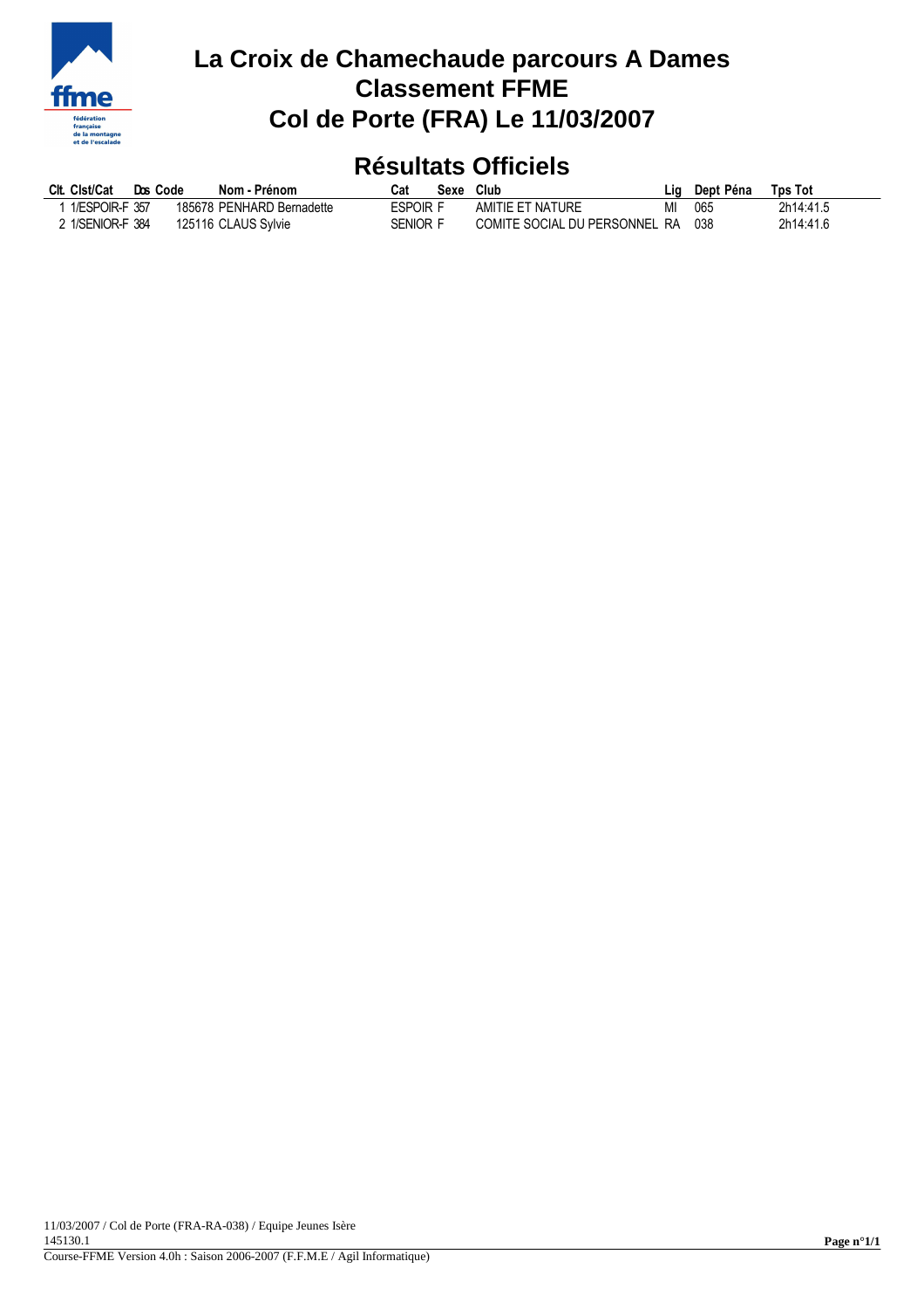# La Croix de Chamechaude parcours A Dames
# Classement FFME
# Col de Porte (FRA) Le 11/03/2007

## Résultats Officiels

| Clt. | Clst/Cat | Dos | Code | Nom - Prénom | Cat | Sexe | Club | Lig | Dept | Péna | Tps Tot |
|---|---|---|---|---|---|---|---|---|---|---|---|
| 1 | 1/ESPOIR-F | 357 | 185678 | PENHARD Bernadette | ESPOIR | F | AMITIE ET NATURE | MI | 065 | | 2h14:41.5 |
| 2 | 1/SENIOR-F | 384 | 125116 | CLAUS Sylvie | SENIOR | F | COMITE SOCIAL DU PERSONNEL | RA | 038 | | 2h14:41.6 |

11/03/2007 / Col de Porte (FRA-RA-038) / Equipe Jeunes Isère
145130.1

Course-FFME Version 4.0h : Saison 2006-2007 (F.F.M.E / Agil Informatique)